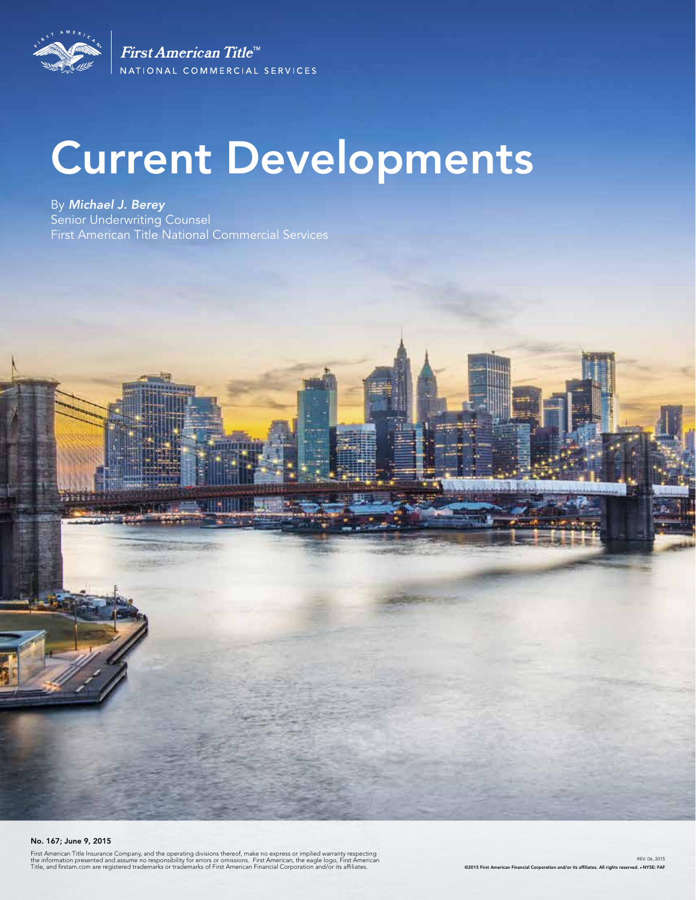First American Title™
NATIONAL COMMERCIAL SERVICES

# Current Developments

By ***Michael J. Berey***
Senior Underwriting Counsel
First American Title National Commercial Services

**No. 167; June 9, 2015**

First American Title Insurance Company, and the operating divisions thereof, make no express or implied warranty respecting the information presented and assume no responsibility for errors or omissions. First American, the eagle logo, First American Title, and firstam.com are registered trademarks or trademarks of First American Financial Corporation and/or its affiliates.

REV. 06, 2015
©2015 First American Financial Corporation and/or its affiliates. All rights reserved. • NYSE: FAF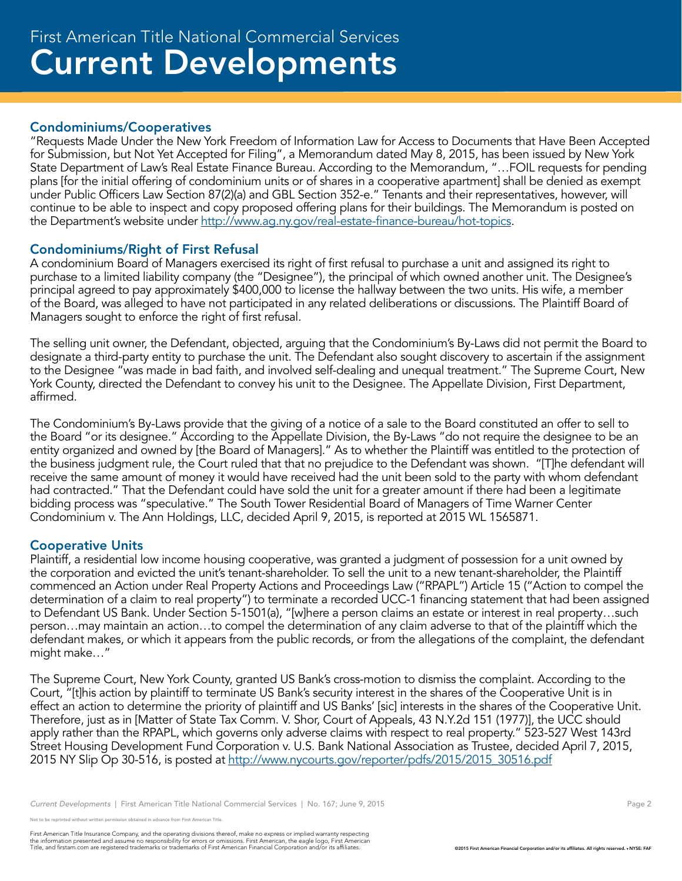## Condominiums/Cooperatives

"Requests Made Under the New York Freedom of Information Law for Access to Documents that Have Been Accepted for Submission, but Not Yet Accepted for Filing", a Memorandum dated May 8, 2015, has been issued by New York State Department of Law's Real Estate Finance Bureau. According to the Memorandum, "…FOIL requests for pending plans [for the initial offering of condominium units or of shares in a cooperative apartment] shall be denied as exempt under Public Officers Law Section 87(2)(a) and GBL Section 352-e." Tenants and their representatives, however, will continue to be able to inspect and copy proposed offering plans for their buildings. The Memorandum is posted on the Department's website under http://www.ag.ny.gov/real-estate-finance-bureau/hot-topics.

## Condominiums/Right of First Refusal

A condominium Board of Managers exercised its right of first refusal to purchase a unit and assigned its right to purchase to a limited liability company (the "Designee"), the principal of which owned another unit. The Designee's principal agreed to pay approximately $400,000 to license the hallway between the two units. His wife, a member of the Board, was alleged to have not participated in any related deliberations or discussions. The Plaintiff Board of Managers sought to enforce the right of first refusal.

The selling unit owner, the Defendant, objected, arguing that the Condominium's By-Laws did not permit the Board to designate a third-party entity to purchase the unit. The Defendant also sought discovery to ascertain if the assignment to the Designee "was made in bad faith, and involved self-dealing and unequal treatment." The Supreme Court, New York County, directed the Defendant to convey his unit to the Designee. The Appellate Division, First Department, affirmed.

The Condominium's By-Laws provide that the giving of a notice of a sale to the Board constituted an offer to sell to the Board "or its designee." According to the Appellate Division, the By-Laws "do not require the designee to be an entity organized and owned by [the Board of Managers]." As to whether the Plaintiff was entitled to the protection of the business judgment rule, the Court ruled that that no prejudice to the Defendant was shown. "[T]he defendant will receive the same amount of money it would have received had the unit been sold to the party with whom defendant had contracted." That the Defendant could have sold the unit for a greater amount if there had been a legitimate bidding process was "speculative." The South Tower Residential Board of Managers of Time Warner Center Condominium v. The Ann Holdings, LLC, decided April 9, 2015, is reported at 2015 WL 1565871.

## Cooperative Units

Plaintiff, a residential low income housing cooperative, was granted a judgment of possession for a unit owned by the corporation and evicted the unit's tenant-shareholder. To sell the unit to a new tenant-shareholder, the Plaintiff commenced an Action under Real Property Actions and Proceedings Law ("RPAPL") Article 15 ("Action to compel the determination of a claim to real property") to terminate a recorded UCC-1 financing statement that had been assigned to Defendant US Bank. Under Section 5-1501(a), "[w]here a person claims an estate or interest in real property…such person…may maintain an action…to compel the determination of any claim adverse to that of the plaintiff which the defendant makes, or which it appears from the public records, or from the allegations of the complaint, the defendant might make…"

The Supreme Court, New York County, granted US Bank's cross-motion to dismiss the complaint. According to the Court, "[t]his action by plaintiff to terminate US Bank's security interest in the shares of the Cooperative Unit is in effect an action to determine the priority of plaintiff and US Banks' [sic] interests in the shares of the Cooperative Unit. Therefore, just as in [Matter of State Tax Comm. V. Shor, Court of Appeals, 43 N.Y.2d 151 (1977)], the UCC should apply rather than the RPAPL, which governs only adverse claims with respect to real property." 523-527 West 143rd Street Housing Development Fund Corporation v. U.S. Bank National Association as Trustee, decided April 7, 2015, 2015 NY Slip Op 30-516, is posted at http://www.nycourts.gov/reporter/pdfs/2015/2015_30516.pdf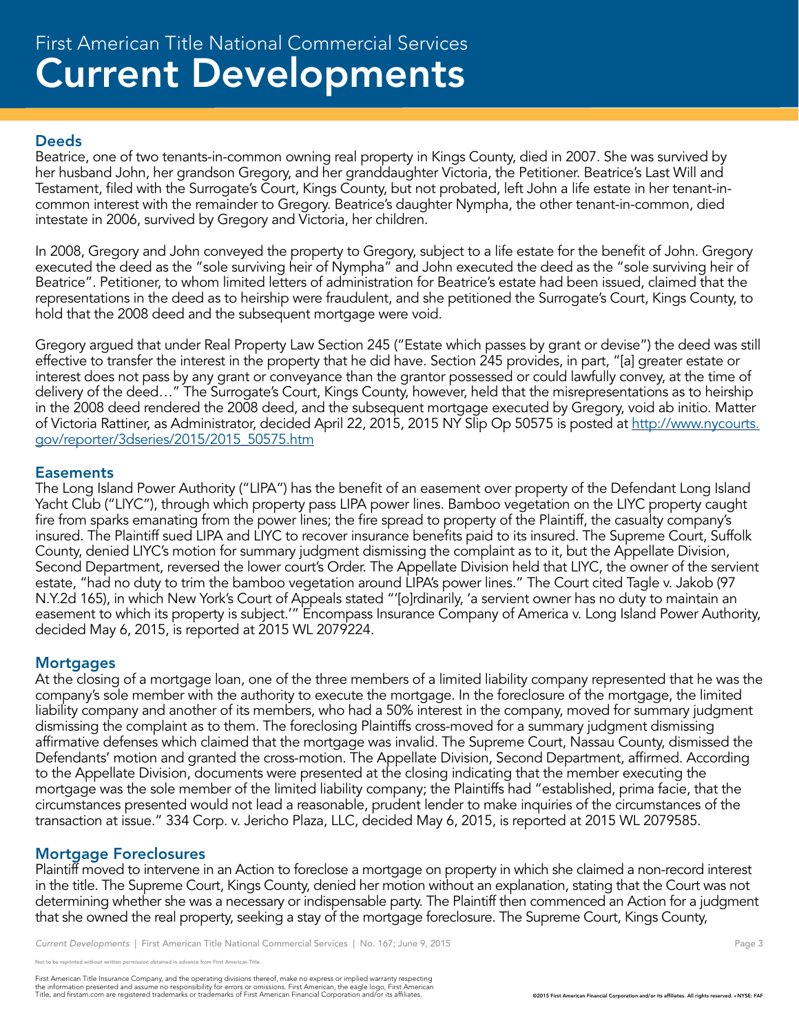# First American Title National Commercial Services
# Current Developments

## Deeds

Beatrice, one of two tenants-in-common owning real property in Kings County, died in 2007. She was survived by her husband John, her grandson Gregory, and her granddaughter Victoria, the Petitioner. Beatrice's Last Will and Testament, filed with the Surrogate's Court, Kings County, but not probated, left John a life estate in her tenant-in-common interest with the remainder to Gregory. Beatrice's daughter Nympha, the other tenant-in-common, died intestate in 2006, survived by Gregory and Victoria, her children.

In 2008, Gregory and John conveyed the property to Gregory, subject to a life estate for the benefit of John. Gregory executed the deed as the "sole surviving heir of Nympha" and John executed the deed as the "sole surviving heir of Beatrice". Petitioner, to whom limited letters of administration for Beatrice's estate had been issued, claimed that the representations in the deed as to heirship were fraudulent, and she petitioned the Surrogate's Court, Kings County, to hold that the 2008 deed and the subsequent mortgage were void.

Gregory argued that under Real Property Law Section 245 ("Estate which passes by grant or devise") the deed was still effective to transfer the interest in the property that he did have. Section 245 provides, in part, "[a] greater estate or interest does not pass by any grant or conveyance than the grantor possessed or could lawfully convey, at the time of delivery of the deed…" The Surrogate's Court, Kings County, however, held that the misrepresentations as to heirship in the 2008 deed rendered the 2008 deed, and the subsequent mortgage executed by Gregory, void ab initio. Matter of Victoria Rattiner, as Administrator, decided April 22, 2015, 2015 NY Slip Op 50575 is posted at http://www.nycourts.gov/reporter/3dseries/2015/2015_50575.htm

## Easements

The Long Island Power Authority ("LIPA") has the benefit of an easement over property of the Defendant Long Island Yacht Club ("LIYC"), through which property pass LIPA power lines. Bamboo vegetation on the LIYC property caught fire from sparks emanating from the power lines; the fire spread to property of the Plaintiff, the casualty company's insured. The Plaintiff sued LIPA and LIYC to recover insurance benefits paid to its insured. The Supreme Court, Suffolk County, denied LIYC's motion for summary judgment dismissing the complaint as to it, but the Appellate Division, Second Department, reversed the lower court's Order. The Appellate Division held that LIYC, the owner of the servient estate, "had no duty to trim the bamboo vegetation around LIPA's power lines." The Court cited Tagle v. Jakob (97 N.Y.2d 165), in which New York's Court of Appeals stated "'[o]rdinarily, 'a servient owner has no duty to maintain an easement to which its property is subject.'" Encompass Insurance Company of America v. Long Island Power Authority, decided May 6, 2015, is reported at 2015 WL 2079224.

## Mortgages

At the closing of a mortgage loan, one of the three members of a limited liability company represented that he was the company's sole member with the authority to execute the mortgage. In the foreclosure of the mortgage, the limited liability company and another of its members, who had a 50% interest in the company, moved for summary judgment dismissing the complaint as to them. The foreclosing Plaintiffs cross-moved for a summary judgment dismissing affirmative defenses which claimed that the mortgage was invalid. The Supreme Court, Nassau County, dismissed the Defendants' motion and granted the cross-motion. The Appellate Division, Second Department, affirmed. According to the Appellate Division, documents were presented at the closing indicating that the member executing the mortgage was the sole member of the limited liability company; the Plaintiffs had "established, prima facie, that the circumstances presented would not lead a reasonable, prudent lender to make inquiries of the circumstances of the transaction at issue." 334 Corp. v. Jericho Plaza, LLC, decided May 6, 2015, is reported at 2015 WL 2079585.

## Mortgage Foreclosures

Plaintiff moved to intervene in an Action to foreclose a mortgage on property in which she claimed a non-record interest in the title. The Supreme Court, Kings County, denied her motion without an explanation, stating that the Court was not determining whether she was a necessary or indispensable party. The Plaintiff then commenced an Action for a judgment that she owned the real property, seeking a stay of the mortgage foreclosure. The Supreme Court, Kings County,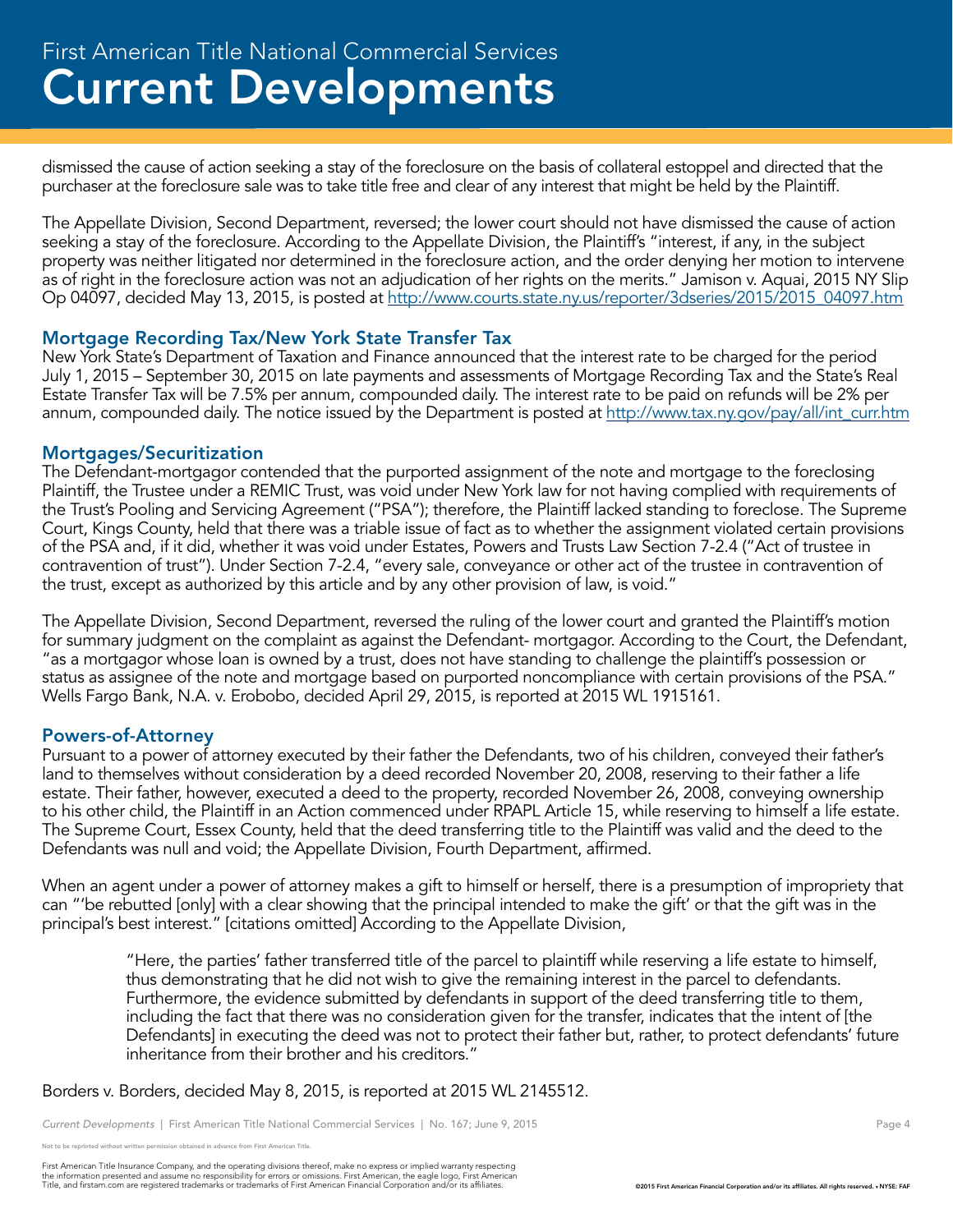dismissed the cause of action seeking a stay of the foreclosure on the basis of collateral estoppel and directed that the purchaser at the foreclosure sale was to take title free and clear of any interest that might be held by the Plaintiff.

The Appellate Division, Second Department, reversed; the lower court should not have dismissed the cause of action seeking a stay of the foreclosure. According to the Appellate Division, the Plaintiff's "interest, if any, in the subject property was neither litigated nor determined in the foreclosure action, and the order denying her motion to intervene as of right in the foreclosure action was not an adjudication of her rights on the merits." Jamison v. Aquai, 2015 NY Slip Op 04097, decided May 13, 2015, is posted at http://www.courts.state.ny.us/reporter/3dseries/2015/2015_04097.htm

## Mortgage Recording Tax/New York State Transfer Tax

New York State's Department of Taxation and Finance announced that the interest rate to be charged for the period July 1, 2015 – September 30, 2015 on late payments and assessments of Mortgage Recording Tax and the State's Real Estate Transfer Tax will be 7.5% per annum, compounded daily. The interest rate to be paid on refunds will be 2% per annum, compounded daily. The notice issued by the Department is posted at http://www.tax.ny.gov/pay/all/int_curr.htm

## Mortgages/Securitization

The Defendant-mortgagor contended that the purported assignment of the note and mortgage to the foreclosing Plaintiff, the Trustee under a REMIC Trust, was void under New York law for not having complied with requirements of the Trust's Pooling and Servicing Agreement ("PSA"); therefore, the Plaintiff lacked standing to foreclose. The Supreme Court, Kings County, held that there was a triable issue of fact as to whether the assignment violated certain provisions of the PSA and, if it did, whether it was void under Estates, Powers and Trusts Law Section 7-2.4 ("Act of trustee in contravention of trust"). Under Section 7-2.4, "every sale, conveyance or other act of the trustee in contravention of the trust, except as authorized by this article and by any other provision of law, is void."

The Appellate Division, Second Department, reversed the ruling of the lower court and granted the Plaintiff's motion for summary judgment on the complaint as against the Defendant- mortgagor. According to the Court, the Defendant, "as a mortgagor whose loan is owned by a trust, does not have standing to challenge the plaintiff's possession or status as assignee of the note and mortgage based on purported noncompliance with certain provisions of the PSA." Wells Fargo Bank, N.A. v. Erobobo, decided April 29, 2015, is reported at 2015 WL 1915161.

## Powers-of-Attorney

Pursuant to a power of attorney executed by their father the Defendants, two of his children, conveyed their father's land to themselves without consideration by a deed recorded November 20, 2008, reserving to their father a life estate. Their father, however, executed a deed to the property, recorded November 26, 2008, conveying ownership to his other child, the Plaintiff in an Action commenced under RPAPL Article 15, while reserving to himself a life estate. The Supreme Court, Essex County, held that the deed transferring title to the Plaintiff was valid and the deed to the Defendants was null and void; the Appellate Division, Fourth Department, affirmed.

When an agent under a power of attorney makes a gift to himself or herself, there is a presumption of impropriety that can "'be rebutted [only] with a clear showing that the principal intended to make the gift' or that the gift was in the principal's best interest." [citations omitted] According to the Appellate Division,

> "Here, the parties' father transferred title of the parcel to plaintiff while reserving a life estate to himself, thus demonstrating that he did not wish to give the remaining interest in the parcel to defendants. Furthermore, the evidence submitted by defendants in support of the deed transferring title to them, including the fact that there was no consideration given for the transfer, indicates that the intent of [the Defendants] in executing the deed was not to protect their father but, rather, to protect defendants' future inheritance from their brother and his creditors."

Borders v. Borders, decided May 8, 2015, is reported at 2015 WL 2145512.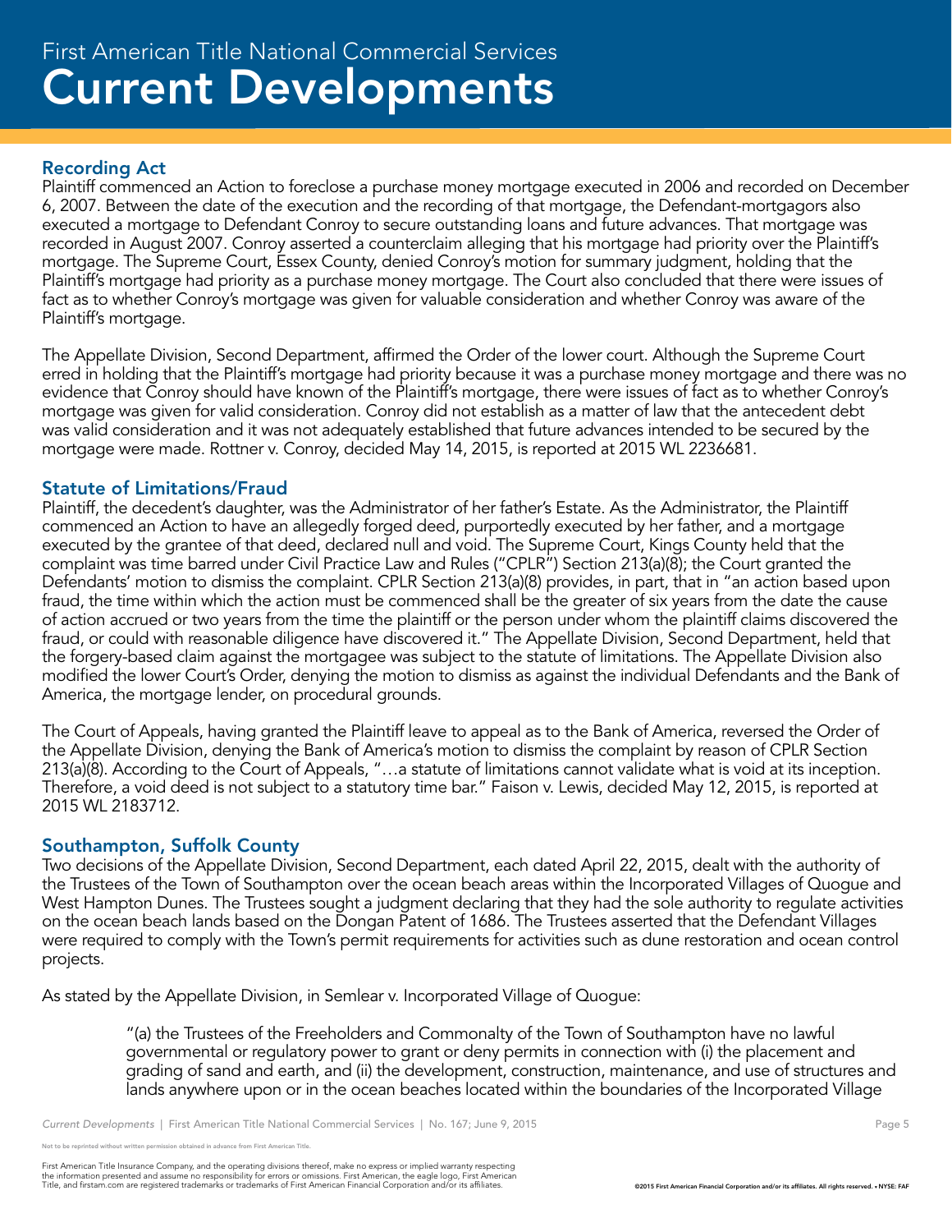## Recording Act

Plaintiff commenced an Action to foreclose a purchase money mortgage executed in 2006 and recorded on December 6, 2007. Between the date of the execution and the recording of that mortgage, the Defendant-mortgagors also executed a mortgage to Defendant Conroy to secure outstanding loans and future advances. That mortgage was recorded in August 2007. Conroy asserted a counterclaim alleging that his mortgage had priority over the Plaintiff's mortgage. The Supreme Court, Essex County, denied Conroy's motion for summary judgment, holding that the Plaintiff's mortgage had priority as a purchase money mortgage. The Court also concluded that there were issues of fact as to whether Conroy's mortgage was given for valuable consideration and whether Conroy was aware of the Plaintiff's mortgage.

The Appellate Division, Second Department, affirmed the Order of the lower court. Although the Supreme Court erred in holding that the Plaintiff's mortgage had priority because it was a purchase money mortgage and there was no evidence that Conroy should have known of the Plaintiff's mortgage, there were issues of fact as to whether Conroy's mortgage was given for valid consideration. Conroy did not establish as a matter of law that the antecedent debt was valid consideration and it was not adequately established that future advances intended to be secured by the mortgage were made. Rottner v. Conroy, decided May 14, 2015, is reported at 2015 WL 2236681.

## Statute of Limitations/Fraud

Plaintiff, the decedent's daughter, was the Administrator of her father's Estate. As the Administrator, the Plaintiff commenced an Action to have an allegedly forged deed, purportedly executed by her father, and a mortgage executed by the grantee of that deed, declared null and void. The Supreme Court, Kings County held that the complaint was time barred under Civil Practice Law and Rules ("CPLR") Section 213(a)(8); the Court granted the Defendants' motion to dismiss the complaint. CPLR Section 213(a)(8) provides, in part, that in "an action based upon fraud, the time within which the action must be commenced shall be the greater of six years from the date the cause of action accrued or two years from the time the plaintiff or the person under whom the plaintiff claims discovered the fraud, or could with reasonable diligence have discovered it." The Appellate Division, Second Department, held that the forgery-based claim against the mortgagee was subject to the statute of limitations. The Appellate Division also modified the lower Court's Order, denying the motion to dismiss as against the individual Defendants and the Bank of America, the mortgage lender, on procedural grounds.

The Court of Appeals, having granted the Plaintiff leave to appeal as to the Bank of America, reversed the Order of the Appellate Division, denying the Bank of America's motion to dismiss the complaint by reason of CPLR Section 213(a)(8). According to the Court of Appeals, "…a statute of limitations cannot validate what is void at its inception. Therefore, a void deed is not subject to a statutory time bar." Faison v. Lewis, decided May 12, 2015, is reported at 2015 WL 2183712.

## Southampton, Suffolk County

Two decisions of the Appellate Division, Second Department, each dated April 22, 2015, dealt with the authority of the Trustees of the Town of Southampton over the ocean beach areas within the Incorporated Villages of Quogue and West Hampton Dunes. The Trustees sought a judgment declaring that they had the sole authority to regulate activities on the ocean beach lands based on the Dongan Patent of 1686. The Trustees asserted that the Defendant Villages were required to comply with the Town's permit requirements for activities such as dune restoration and ocean control projects.

As stated by the Appellate Division, in Semlear v. Incorporated Village of Quogue:

> "(a) the Trustees of the Freeholders and Commonalty of the Town of Southampton have no lawful governmental or regulatory power to grant or deny permits in connection with (i) the placement and grading of sand and earth, and (ii) the development, construction, maintenance, and use of structures and lands anywhere upon or in the ocean beaches located within the boundaries of the Incorporated Village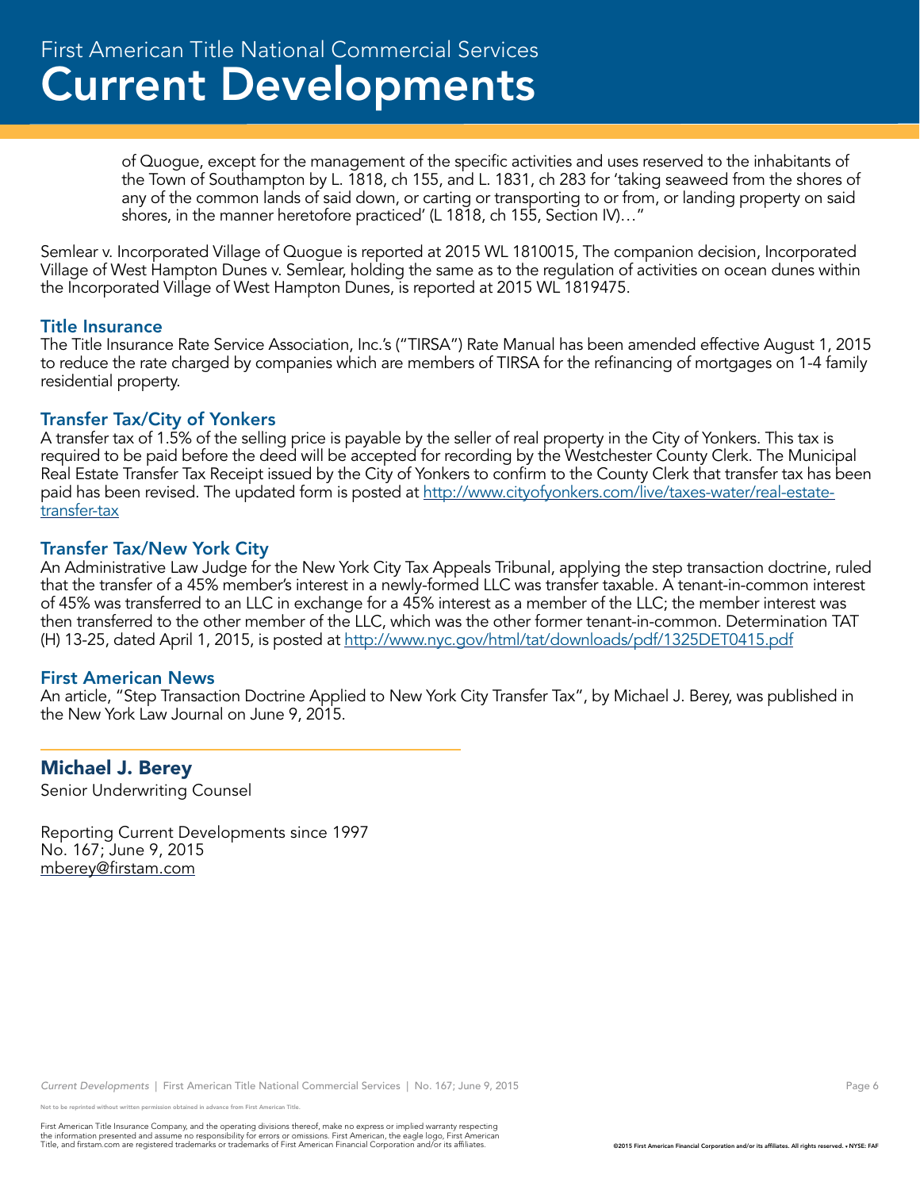of Quogue, except for the management of the specific activities and uses reserved to the inhabitants of the Town of Southampton by L. 1818, ch 155, and L. 1831, ch 283 for 'taking seaweed from the shores of any of the common lands of said down, or carting or transporting to or from, or landing property on said shores, in the manner heretofore practiced' (L 1818, ch 155, Section IV)…"

Semlear v. Incorporated Village of Quogue is reported at 2015 WL 1810015, The companion decision, Incorporated Village of West Hampton Dunes v. Semlear, holding the same as to the regulation of activities on ocean dunes within the Incorporated Village of West Hampton Dunes, is reported at 2015 WL 1819475.

## Title Insurance

The Title Insurance Rate Service Association, Inc.'s ("TIRSA") Rate Manual has been amended effective August 1, 2015 to reduce the rate charged by companies which are members of TIRSA for the refinancing of mortgages on 1-4 family residential property.

## Transfer Tax/City of Yonkers

A transfer tax of 1.5% of the selling price is payable by the seller of real property in the City of Yonkers. This tax is required to be paid before the deed will be accepted for recording by the Westchester County Clerk. The Municipal Real Estate Transfer Tax Receipt issued by the City of Yonkers to confirm to the County Clerk that transfer tax has been paid has been revised. The updated form is posted at http://www.cityofyonkers.com/live/taxes-water/real-estate-transfer-tax

## Transfer Tax/New York City

An Administrative Law Judge for the New York City Tax Appeals Tribunal, applying the step transaction doctrine, ruled that the transfer of a 45% member's interest in a newly-formed LLC was transfer taxable. A tenant-in-common interest of 45% was transferred to an LLC in exchange for a 45% interest as a member of the LLC; the member interest was then transferred to the other member of the LLC, which was the other former tenant-in-common. Determination TAT (H) 13-25, dated April 1, 2015, is posted at http://www.nyc.gov/html/tat/downloads/pdf/1325DET0415.pdf

## First American News

An article, "Step Transaction Doctrine Applied to New York City Transfer Tax", by Michael J. Berey, was published in the New York Law Journal on June 9, 2015.

---

**Michael J. Berey**
Senior Underwriting Counsel

Reporting Current Developments since 1997
No. 167; June 9, 2015
mberey@firstam.com

Not to be reprinted without written permission obtained in advance from First American Title.

First American Title Insurance Company, and the operating divisions thereof, make no express or implied warranty respecting the information presented and assume no responsibility for errors or omissions. First American, the eagle logo, First American Title, and firstam.com are registered trademarks or trademarks of First American Financial Corporation and/or its affiliates.

©2015 First American Financial Corporation and/or its affiliates. All rights reserved. • NYSE: FAF